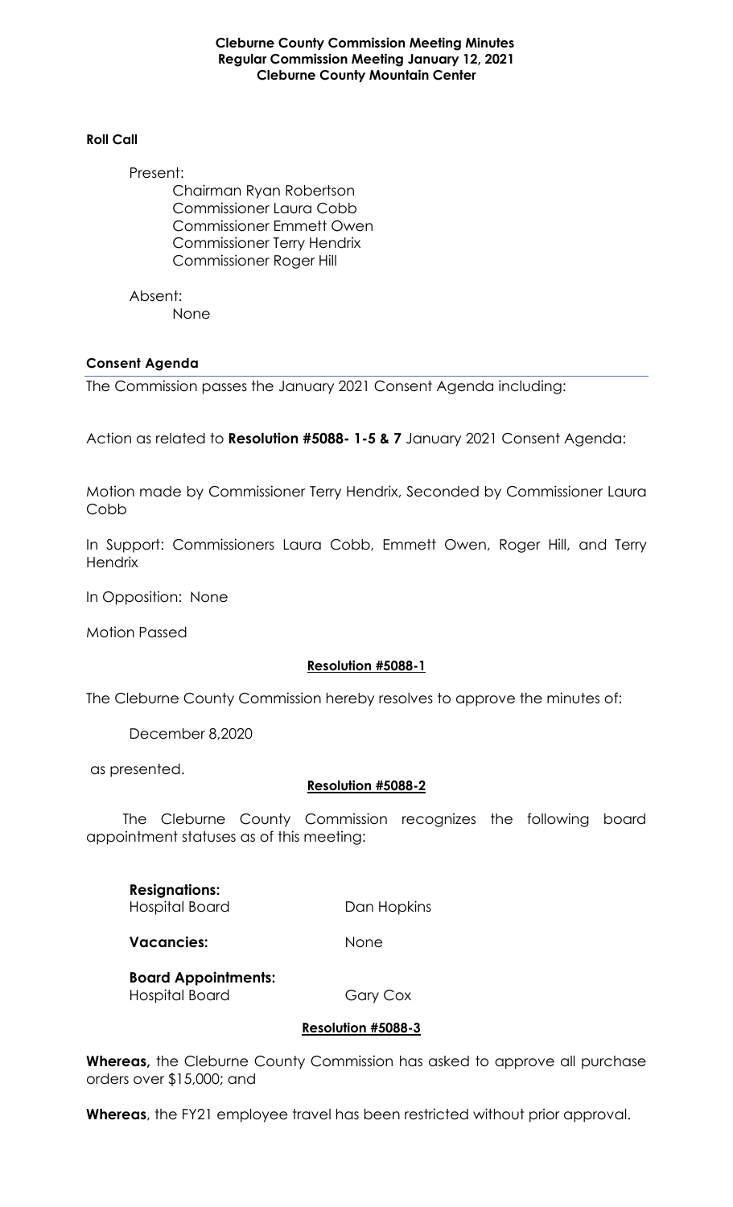**Cleburne County Commission Meeting Minutes**
**Regular Commission Meeting January 12, 2021**
**Cleburne County Mountain Center**

**Roll Call**

Present:

Chairman Ryan Robertson
Commissioner Laura Cobb
Commissioner Emmett Owen
Commissioner Terry Hendrix
Commissioner Roger Hill

Absent:

None

**Consent Agenda**

The Commission passes the January 2021 Consent Agenda including:

Action as related to **Resolution #5088- 1-5 & 7** January 2021 Consent Agenda:

Motion made by Commissioner Terry Hendrix, Seconded by Commissioner Laura Cobb

In Support: Commissioners Laura Cobb, Emmett Owen, Roger Hill, and Terry Hendrix

In Opposition: None

Motion Passed

**Resolution #5088-1**

The Cleburne County Commission hereby resolves to approve the minutes of:

December 8,2020

as presented.

**Resolution #5088-2**

The Cleburne County Commission recognizes the following board appointment statuses as of this meeting:

**Resignations:**
Hospital Board — Dan Hopkins

**Vacancies:** None

**Board Appointments:**
Hospital Board — Gary Cox

**Resolution #5088-3**

**Whereas,** the Cleburne County Commission has asked to approve all purchase orders over $15,000; and

**Whereas**, the FY21 employee travel has been restricted without prior approval.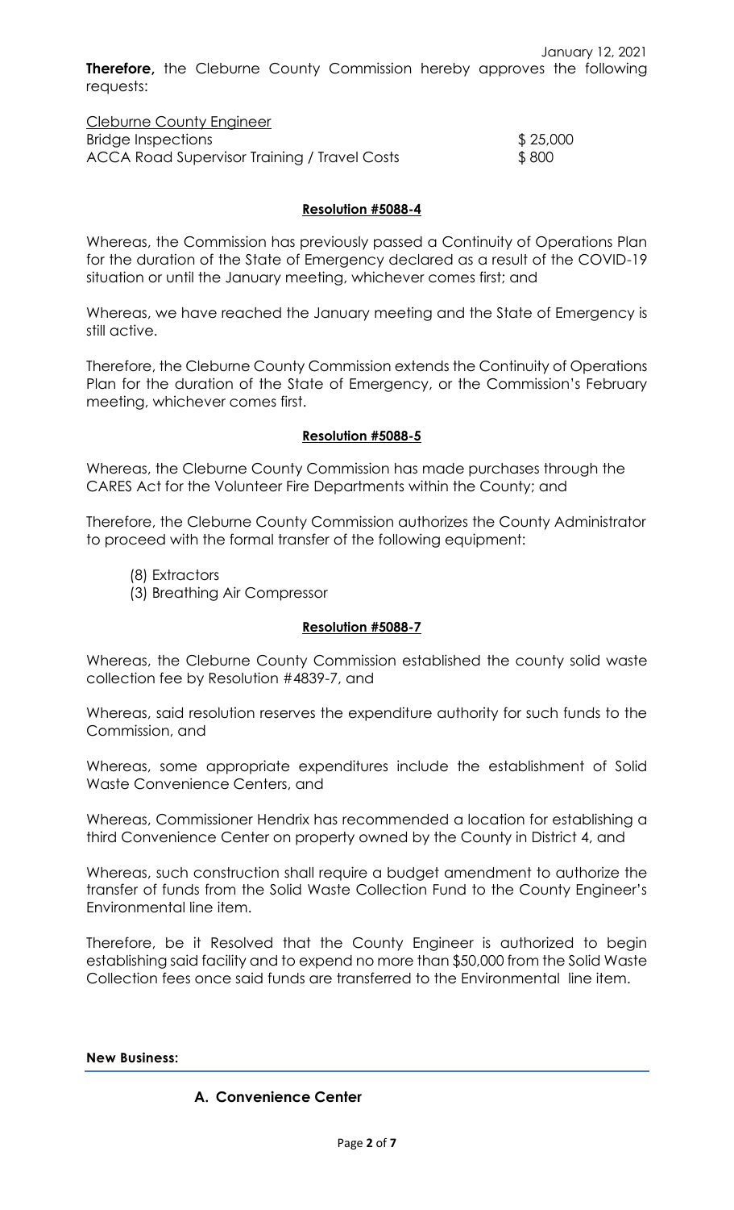January 12, 2021

**Therefore,** the Cleburne County Commission hereby approves the following requests:

| Cleburne County Engineer | |
|---|---|
| Bridge Inspections | $ 25,000 |
| ACCA Road Supervisor Training / Travel Costs | $ 800 |

**Resolution #5088-4**

Whereas, the Commission has previously passed a Continuity of Operations Plan for the duration of the State of Emergency declared as a result of the COVID-19 situation or until the January meeting, whichever comes first; and

Whereas, we have reached the January meeting and the State of Emergency is still active.

Therefore, the Cleburne County Commission extends the Continuity of Operations Plan for the duration of the State of Emergency, or the Commission's February meeting, whichever comes first.

**Resolution #5088-5**

Whereas, the Cleburne County Commission has made purchases through the CARES Act for the Volunteer Fire Departments within the County; and

Therefore, the Cleburne County Commission authorizes the County Administrator to proceed with the formal transfer of the following equipment:

(8) Extractors
(3) Breathing Air Compressor

**Resolution #5088-7**

Whereas, the Cleburne County Commission established the county solid waste collection fee by Resolution #4839-7, and

Whereas, said resolution reserves the expenditure authority for such funds to the Commission, and

Whereas, some appropriate expenditures include the establishment of Solid Waste Convenience Centers, and

Whereas, Commissioner Hendrix has recommended a location for establishing a third Convenience Center on property owned by the County in District 4, and

Whereas, such construction shall require a budget amendment to authorize the transfer of funds from the Solid Waste Collection Fund to the County Engineer's Environmental line item.

Therefore, be it Resolved that the County Engineer is authorized to begin establishing said facility and to expend no more than $50,000 from the Solid Waste Collection fees once said funds are transferred to the Environmental line item.

**New Business:**

**A. Convenience Center**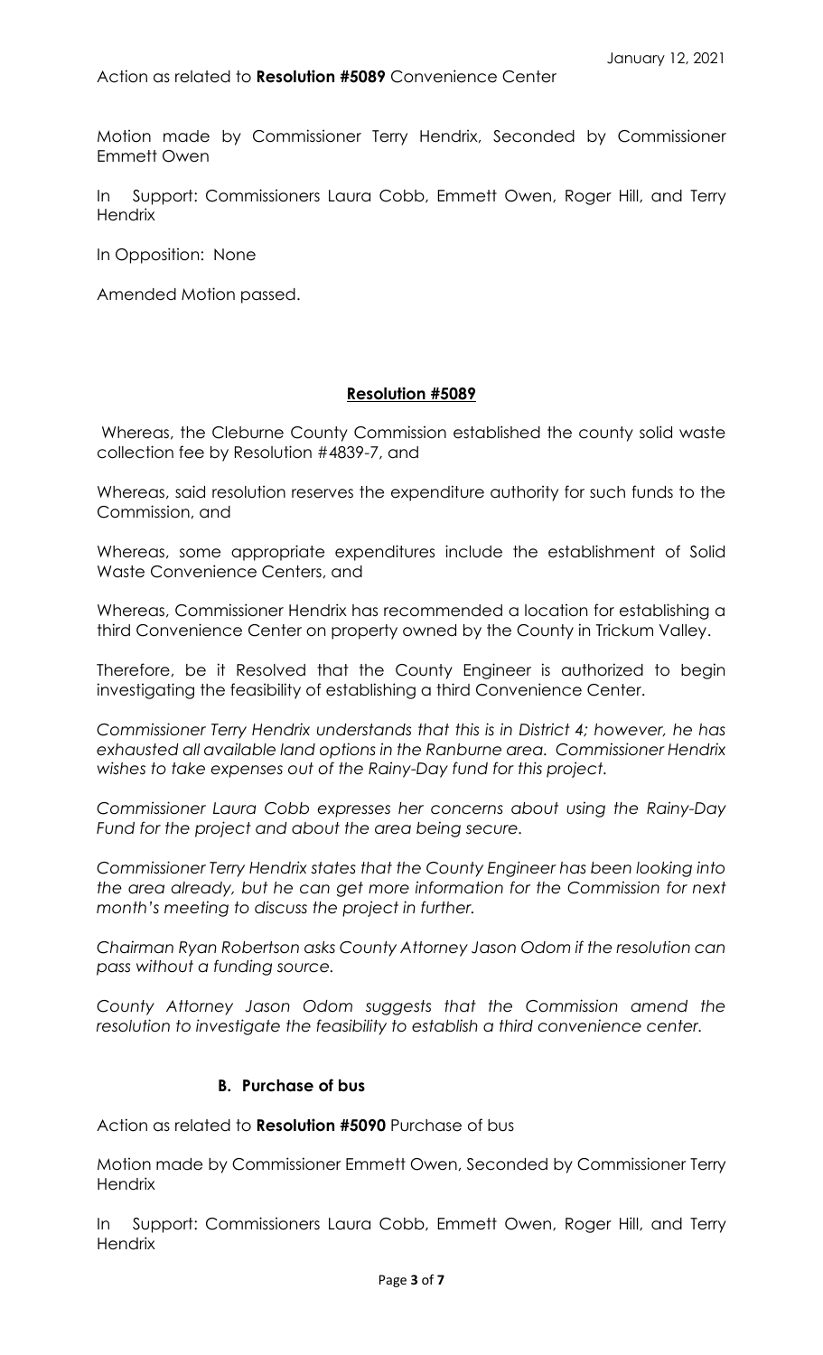January 12, 2021

Action as related to **Resolution #5089** Convenience Center

Motion made by Commissioner Terry Hendrix, Seconded by Commissioner Emmett Owen

In Support: Commissioners Laura Cobb, Emmett Owen, Roger Hill, and Terry Hendrix

In Opposition: None

Amended Motion passed.

**Resolution #5089**

Whereas, the Cleburne County Commission established the county solid waste collection fee by Resolution #4839-7, and

Whereas, said resolution reserves the expenditure authority for such funds to the Commission, and

Whereas, some appropriate expenditures include the establishment of Solid Waste Convenience Centers, and

Whereas, Commissioner Hendrix has recommended a location for establishing a third Convenience Center on property owned by the County in Trickum Valley.

Therefore, be it Resolved that the County Engineer is authorized to begin investigating the feasibility of establishing a third Convenience Center.

*Commissioner Terry Hendrix understands that this is in District 4; however, he has exhausted all available land options in the Ranburne area. Commissioner Hendrix wishes to take expenses out of the Rainy-Day fund for this project.*

*Commissioner Laura Cobb expresses her concerns about using the Rainy-Day Fund for the project and about the area being secure.*

*Commissioner Terry Hendrix states that the County Engineer has been looking into the area already, but he can get more information for the Commission for next month's meeting to discuss the project in further.*

*Chairman Ryan Robertson asks County Attorney Jason Odom if the resolution can pass without a funding source.*

*County Attorney Jason Odom suggests that the Commission amend the resolution to investigate the feasibility to establish a third convenience center.*

**B. Purchase of bus**

Action as related to **Resolution #5090** Purchase of bus

Motion made by Commissioner Emmett Owen, Seconded by Commissioner Terry Hendrix

In Support: Commissioners Laura Cobb, Emmett Owen, Roger Hill, and Terry Hendrix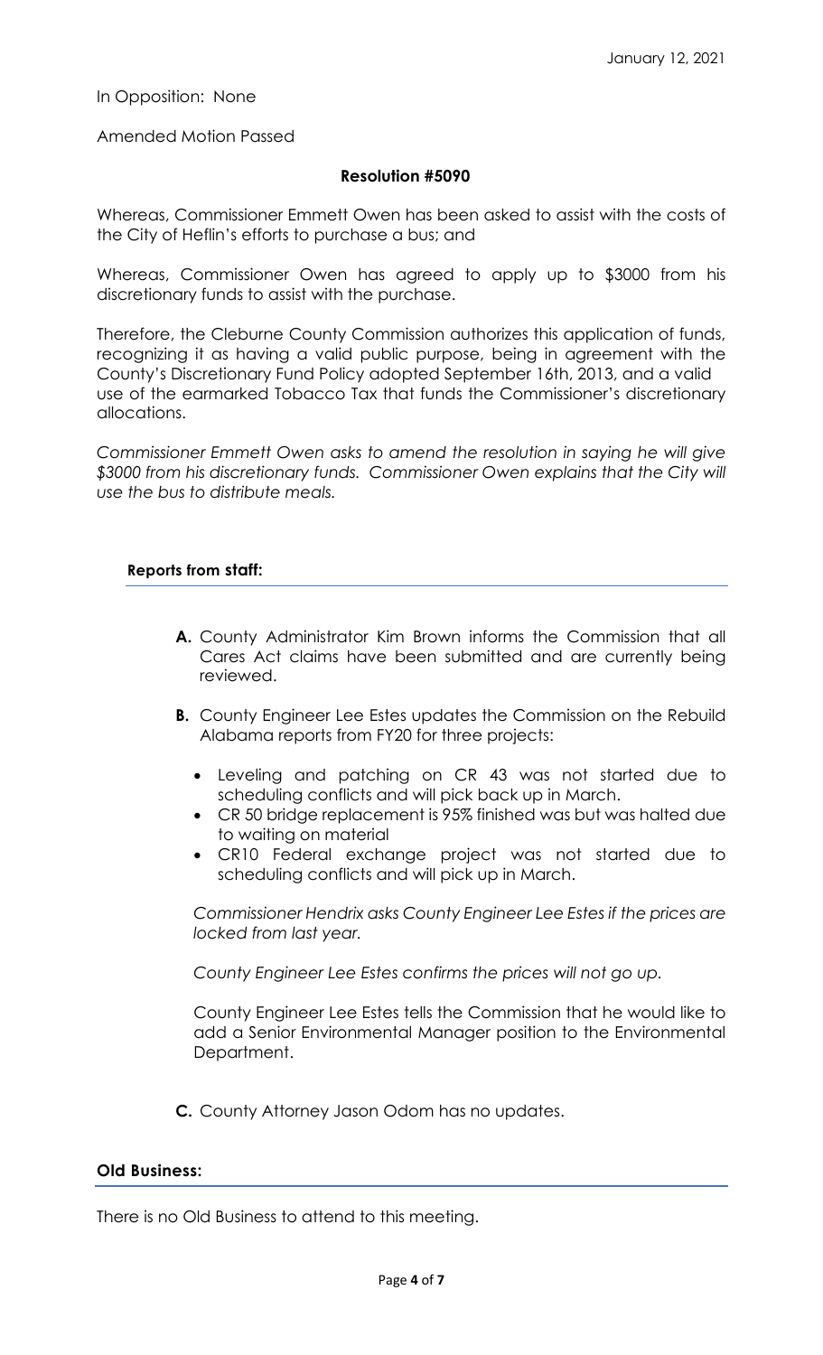In Opposition: None

Amended Motion Passed

**Resolution #5090**

Whereas, Commissioner Emmett Owen has been asked to assist with the costs of the City of Heflin's efforts to purchase a bus; and

Whereas, Commissioner Owen has agreed to apply up to $3000 from his discretionary funds to assist with the purchase.

Therefore, the Cleburne County Commission authorizes this application of funds, recognizing it as having a valid public purpose, being in agreement with the County's Discretionary Fund Policy adopted September 16th, 2013, and a valid use of the earmarked Tobacco Tax that funds the Commissioner's discretionary allocations.

*Commissioner Emmett Owen asks to amend the resolution in saying he will give $3000 from his discretionary funds. Commissioner Owen explains that the City will use the bus to distribute meals.*

**Reports from staff:**

**A.** County Administrator Kim Brown informs the Commission that all Cares Act claims have been submitted and are currently being reviewed.

**B.** County Engineer Lee Estes updates the Commission on the Rebuild Alabama reports from FY20 for three projects:

- Leveling and patching on CR 43 was not started due to scheduling conflicts and will pick back up in March.
- CR 50 bridge replacement is 95% finished was but was halted due to waiting on material
- CR10 Federal exchange project was not started due to scheduling conflicts and will pick up in March.

*Commissioner Hendrix asks County Engineer Lee Estes if the prices are locked from last year.*

*County Engineer Lee Estes confirms the prices will not go up.*

County Engineer Lee Estes tells the Commission that he would like to add a Senior Environmental Manager position to the Environmental Department.

**C.** County Attorney Jason Odom has no updates.

**Old Business:**

There is no Old Business to attend to this meeting.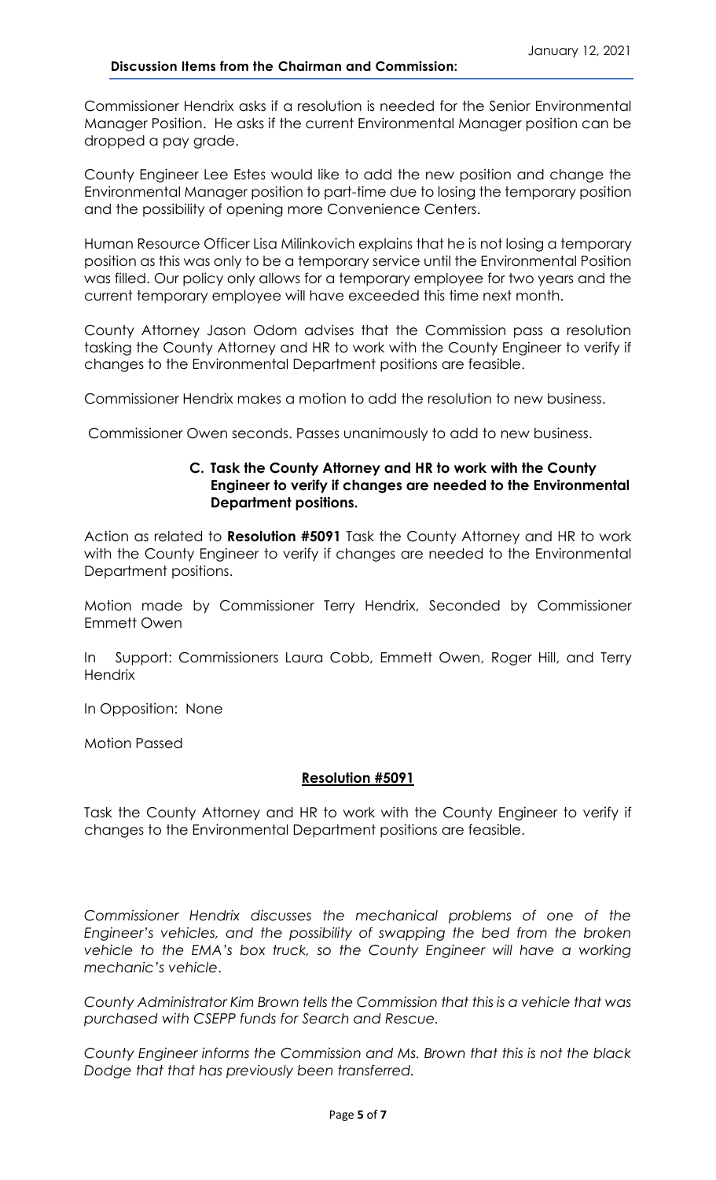January 12, 2021

**Discussion Items from the Chairman and Commission:**

Commissioner Hendrix asks if a resolution is needed for the Senior Environmental Manager Position. He asks if the current Environmental Manager position can be dropped a pay grade.

County Engineer Lee Estes would like to add the new position and change the Environmental Manager position to part-time due to losing the temporary position and the possibility of opening more Convenience Centers.

Human Resource Officer Lisa Milinkovich explains that he is not losing a temporary position as this was only to be a temporary service until the Environmental Position was filled. Our policy only allows for a temporary employee for two years and the current temporary employee will have exceeded this time next month.

County Attorney Jason Odom advises that the Commission pass a resolution tasking the County Attorney and HR to work with the County Engineer to verify if changes to the Environmental Department positions are feasible.

Commissioner Hendrix makes a motion to add the resolution to new business.

Commissioner Owen seconds. Passes unanimously to add to new business.

**C. Task the County Attorney and HR to work with the County Engineer to verify if changes are needed to the Environmental Department positions.**

Action as related to **Resolution #5091** Task the County Attorney and HR to work with the County Engineer to verify if changes are needed to the Environmental Department positions.

Motion made by Commissioner Terry Hendrix, Seconded by Commissioner Emmett Owen

In Support: Commissioners Laura Cobb, Emmett Owen, Roger Hill, and Terry Hendrix

In Opposition: None

Motion Passed

**Resolution #5091**

Task the County Attorney and HR to work with the County Engineer to verify if changes to the Environmental Department positions are feasible.

*Commissioner Hendrix discusses the mechanical problems of one of the Engineer's vehicles, and the possibility of swapping the bed from the broken vehicle to the EMA's box truck, so the County Engineer will have a working mechanic's vehicle.*

*County Administrator Kim Brown tells the Commission that this is a vehicle that was purchased with CSEPP funds for Search and Rescue.*

*County Engineer informs the Commission and Ms. Brown that this is not the black Dodge that that has previously been transferred.*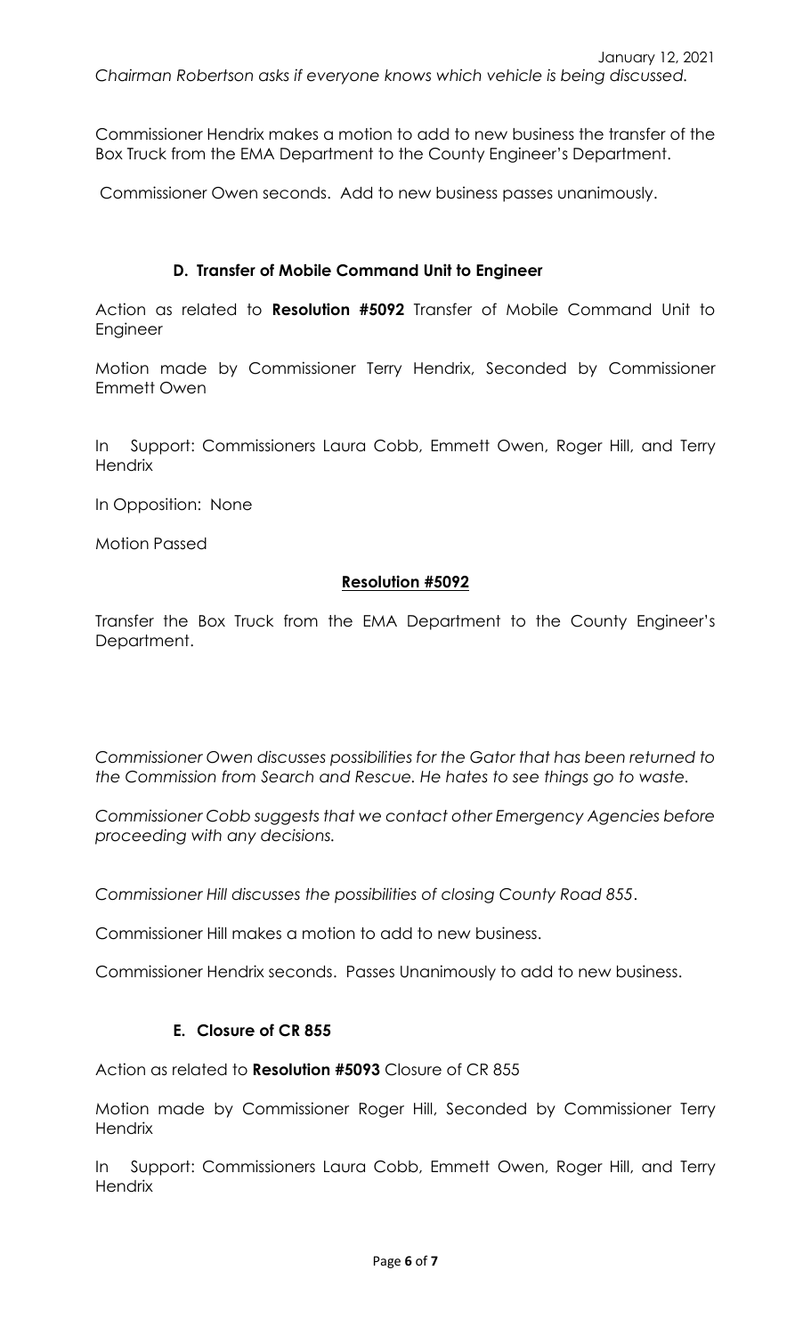*Chairman Robertson asks if everyone knows which vehicle is being discussed.*

Commissioner Hendrix makes a motion to add to new business the transfer of the Box Truck from the EMA Department to the County Engineer's Department.

Commissioner Owen seconds. Add to new business passes unanimously.

### D. Transfer of Mobile Command Unit to Engineer

Action as related to **Resolution #5092** Transfer of Mobile Command Unit to Engineer

Motion made by Commissioner Terry Hendrix, Seconded by Commissioner Emmett Owen

In Support: Commissioners Laura Cobb, Emmett Owen, Roger Hill, and Terry Hendrix

In Opposition: None

Motion Passed

**Resolution #5092**

Transfer the Box Truck from the EMA Department to the County Engineer's Department.

*Commissioner Owen discusses possibilities for the Gator that has been returned to the Commission from Search and Rescue. He hates to see things go to waste.*

*Commissioner Cobb suggests that we contact other Emergency Agencies before proceeding with any decisions.*

*Commissioner Hill discusses the possibilities of closing County Road 855*.

Commissioner Hill makes a motion to add to new business.

Commissioner Hendrix seconds. Passes Unanimously to add to new business.

### E. Closure of CR 855

Action as related to **Resolution #5093** Closure of CR 855

Motion made by Commissioner Roger Hill, Seconded by Commissioner Terry Hendrix

In Support: Commissioners Laura Cobb, Emmett Owen, Roger Hill, and Terry Hendrix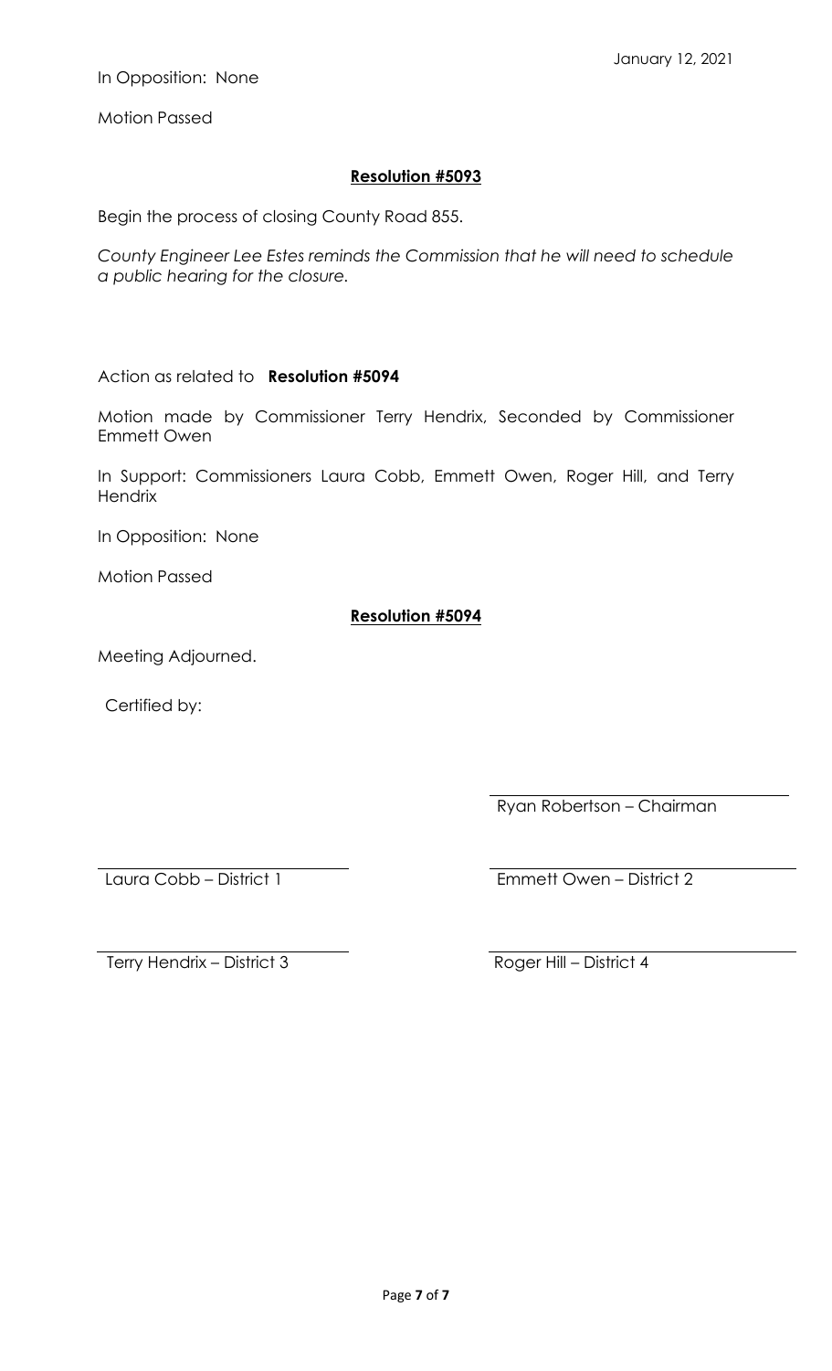In Opposition: None

Motion Passed

**Resolution #5093**

Begin the process of closing County Road 855.

*County Engineer Lee Estes reminds the Commission that he will need to schedule a public hearing for the closure.*

Action as related to **Resolution #5094**

Motion made by Commissioner Terry Hendrix, Seconded by Commissioner Emmett Owen

In Support: Commissioners Laura Cobb, Emmett Owen, Roger Hill, and Terry Hendrix

In Opposition: None

Motion Passed

**Resolution #5094**

Meeting Adjourned.

Certified by:

Ryan Robertson – Chairman

Laura Cobb – District 1

Emmett Owen – District 2

Terry Hendrix – District 3

Roger Hill – District 4